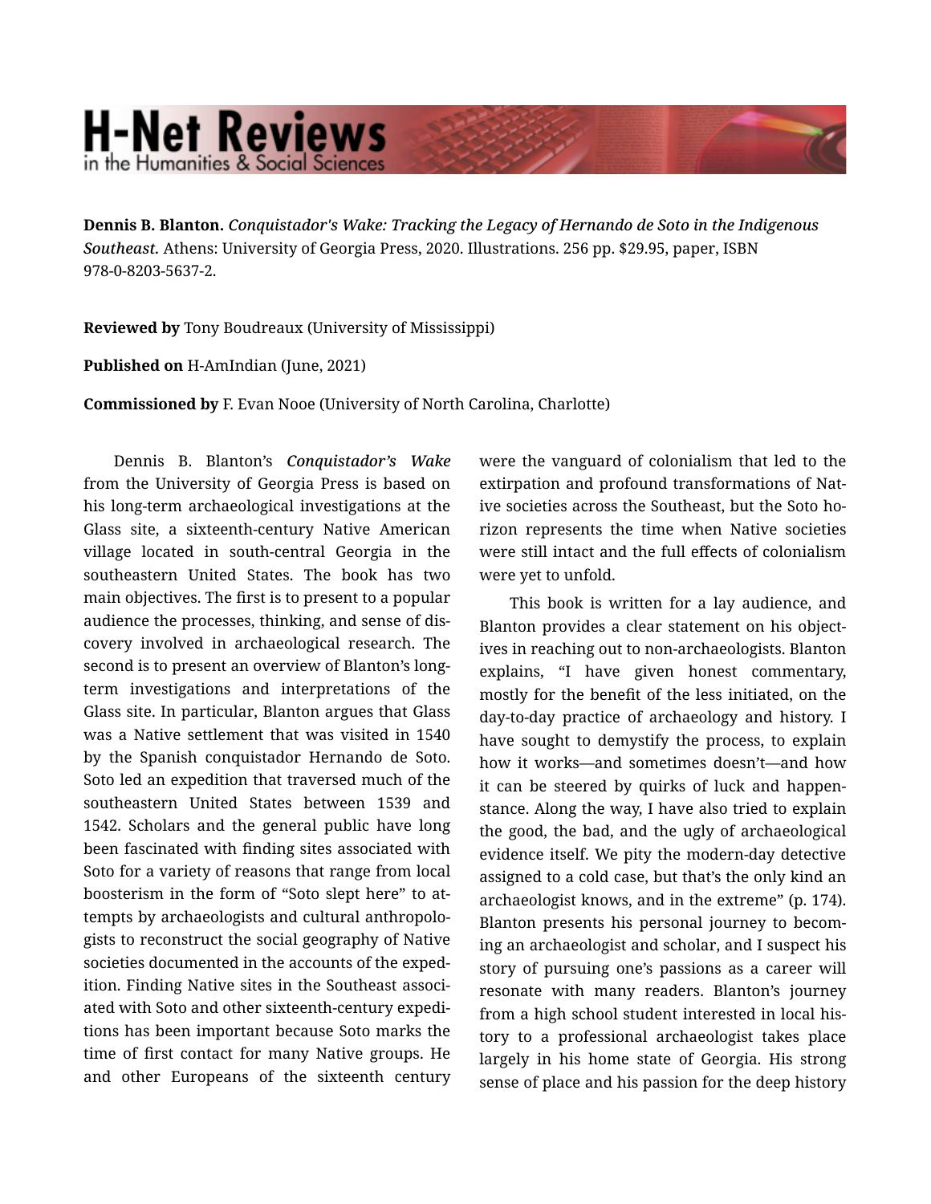# H-Net Reviews
in the Humanities & Social Sciences

**Dennis B. Blanton.** *Conquistador's Wake: Tracking the Legacy of Hernando de Soto in the Indigenous Southeast.* Athens: University of Georgia Press, 2020. Illustrations. 256 pp. $29.95, paper, ISBN 978-0-8203-5637-2.

**Reviewed by** Tony Boudreaux (University of Mississippi)

**Published on** H-AmIndian (June, 2021)

**Commissioned by** F. Evan Nooe (University of North Carolina, Charlotte)

Dennis B. Blanton's ***Conquistador's Wake*** from the University of Georgia Press is based on his long-term archaeological investigations at the Glass site, a sixteenth-century Native American village located in south-central Georgia in the southeastern United States. The book has two main objectives. The first is to present to a popular audience the processes, thinking, and sense of discovery involved in archaeological research. The second is to present an overview of Blanton's long-term investigations and interpretations of the Glass site. In particular, Blanton argues that Glass was a Native settlement that was visited in 1540 by the Spanish conquistador Hernando de Soto. Soto led an expedition that traversed much of the southeastern United States between 1539 and 1542. Scholars and the general public have long been fascinated with finding sites associated with Soto for a variety of reasons that range from local boosterism in the form of "Soto slept here" to attempts by archaeologists and cultural anthropologists to reconstruct the social geography of Native societies documented in the accounts of the expedition. Finding Native sites in the Southeast associated with Soto and other sixteenth-century expeditions has been important because Soto marks the time of first contact for many Native groups. He and other Europeans of the sixteenth century were the vanguard of colonialism that led to the extirpation and profound transformations of Native societies across the Southeast, but the Soto horizon represents the time when Native societies were still intact and the full effects of colonialism were yet to unfold.

This book is written for a lay audience, and Blanton provides a clear statement on his objectives in reaching out to non-archaeologists. Blanton explains, "I have given honest commentary, mostly for the benefit of the less initiated, on the day-to-day practice of archaeology and history. I have sought to demystify the process, to explain how it works—and sometimes doesn't—and how it can be steered by quirks of luck and happenstance. Along the way, I have also tried to explain the good, the bad, and the ugly of archaeological evidence itself. We pity the modern-day detective assigned to a cold case, but that's the only kind an archaeologist knows, and in the extreme" (p. 174). Blanton presents his personal journey to becoming an archaeologist and scholar, and I suspect his story of pursuing one's passions as a career will resonate with many readers. Blanton's journey from a high school student interested in local history to a professional archaeologist takes place largely in his home state of Georgia. His strong sense of place and his passion for the deep history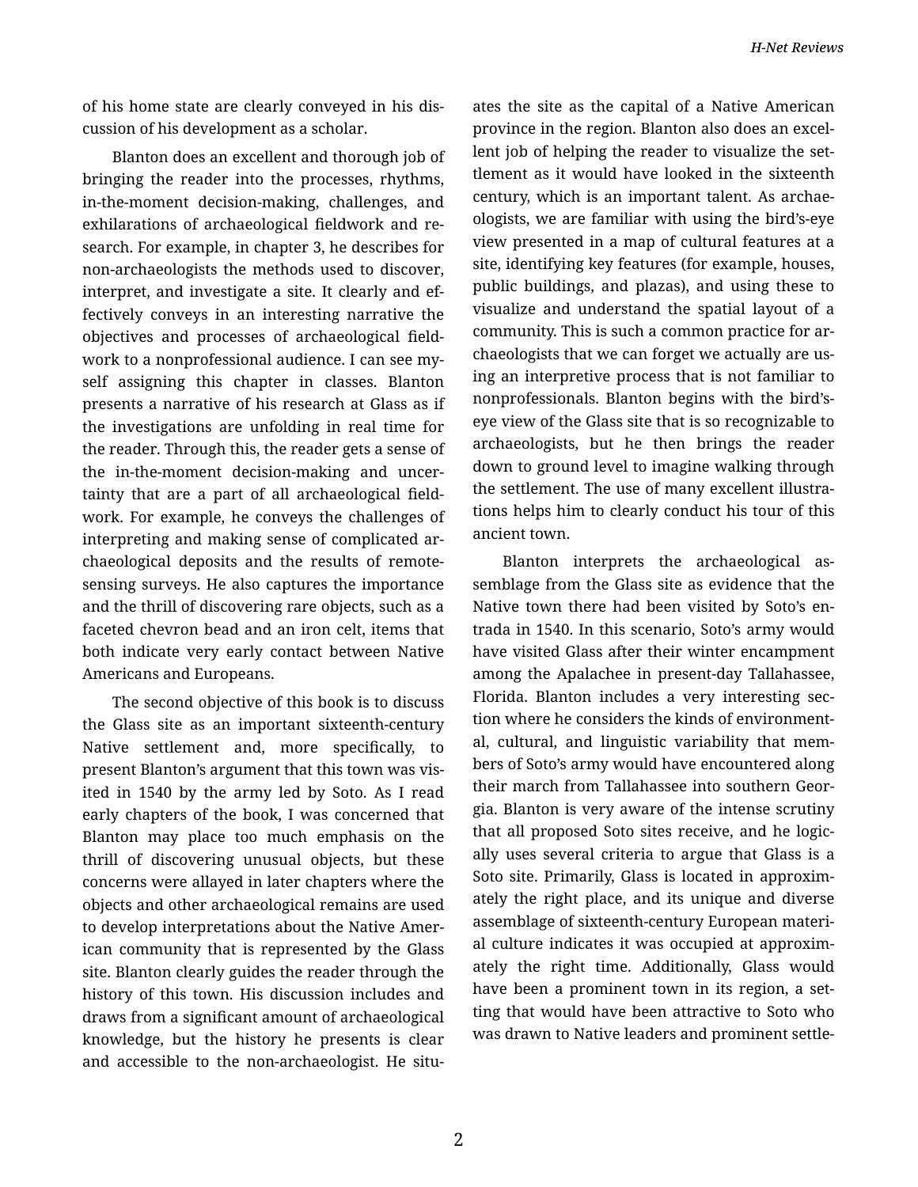of his home state are clearly conveyed in his discussion of his development as a scholar.

Blanton does an excellent and thorough job of bringing the reader into the processes, rhythms, in-the-moment decision-making, challenges, and exhilarations of archaeological fieldwork and research. For example, in chapter 3, he describes for non-archaeologists the methods used to discover, interpret, and investigate a site. It clearly and effectively conveys in an interesting narrative the objectives and processes of archaeological fieldwork to a nonprofessional audience. I can see myself assigning this chapter in classes. Blanton presents a narrative of his research at Glass as if the investigations are unfolding in real time for the reader. Through this, the reader gets a sense of the in-the-moment decision-making and uncertainty that are a part of all archaeological fieldwork. For example, he conveys the challenges of interpreting and making sense of complicated archaeological deposits and the results of remote-sensing surveys. He also captures the importance and the thrill of discovering rare objects, such as a faceted chevron bead and an iron celt, items that both indicate very early contact between Native Americans and Europeans.

The second objective of this book is to discuss the Glass site as an important sixteenth-century Native settlement and, more specifically, to present Blanton's argument that this town was visited in 1540 by the army led by Soto. As I read early chapters of the book, I was concerned that Blanton may place too much emphasis on the thrill of discovering unusual objects, but these concerns were allayed in later chapters where the objects and other archaeological remains are used to develop interpretations about the Native American community that is represented by the Glass site. Blanton clearly guides the reader through the history of this town. His discussion includes and draws from a significant amount of archaeological knowledge, but the history he presents is clear and accessible to the non-archaeologist. He situates the site as the capital of a Native American province in the region. Blanton also does an excellent job of helping the reader to visualize the settlement as it would have looked in the sixteenth century, which is an important talent. As archaeologists, we are familiar with using the bird's-eye view presented in a map of cultural features at a site, identifying key features (for example, houses, public buildings, and plazas), and using these to visualize and understand the spatial layout of a community. This is such a common practice for archaeologists that we can forget we actually are using an interpretive process that is not familiar to nonprofessionals. Blanton begins with the bird's-eye view of the Glass site that is so recognizable to archaeologists, but he then brings the reader down to ground level to imagine walking through the settlement. The use of many excellent illustrations helps him to clearly conduct his tour of this ancient town.

Blanton interprets the archaeological assemblage from the Glass site as evidence that the Native town there had been visited by Soto's entrada in 1540. In this scenario, Soto's army would have visited Glass after their winter encampment among the Apalachee in present-day Tallahassee, Florida. Blanton includes a very interesting section where he considers the kinds of environmental, cultural, and linguistic variability that members of Soto's army would have encountered along their march from Tallahassee into southern Georgia. Blanton is very aware of the intense scrutiny that all proposed Soto sites receive, and he logically uses several criteria to argue that Glass is a Soto site. Primarily, Glass is located in approximately the right place, and its unique and diverse assemblage of sixteenth-century European material culture indicates it was occupied at approximately the right time. Additionally, Glass would have been a prominent town in its region, a setting that would have been attractive to Soto who was drawn to Native leaders and prominent settle-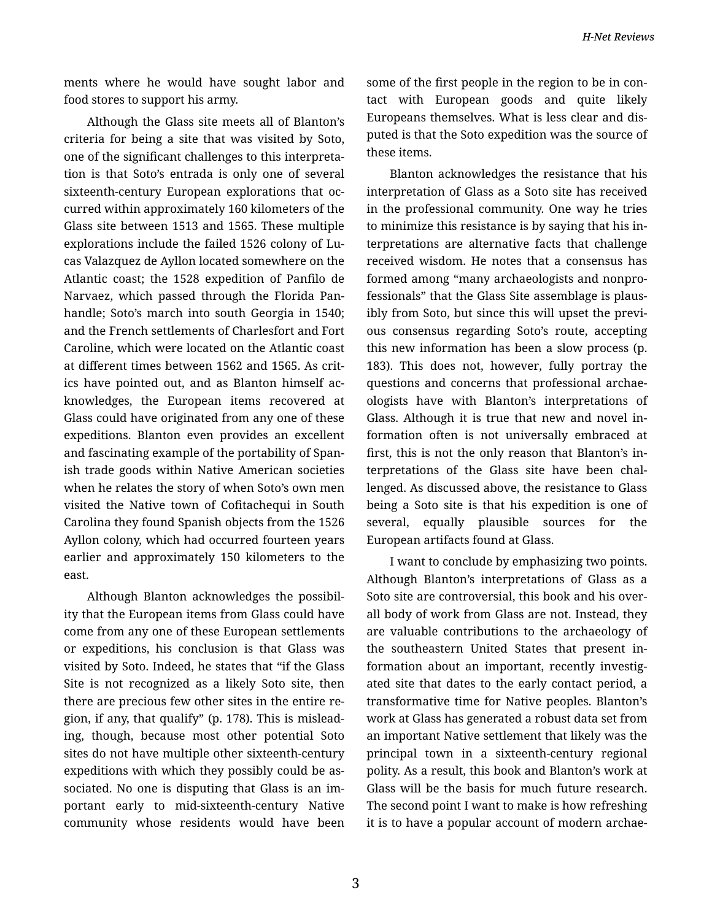ments where he would have sought labor and food stores to support his army.

Although the Glass site meets all of Blanton's criteria for being a site that was visited by Soto, one of the significant challenges to this interpretation is that Soto's entrada is only one of several sixteenth-century European explorations that occurred within approximately 160 kilometers of the Glass site between 1513 and 1565. These multiple explorations include the failed 1526 colony of Lucas Valazquez de Ayllon located somewhere on the Atlantic coast; the 1528 expedition of Panfilo de Narvaez, which passed through the Florida Panhandle; Soto's march into south Georgia in 1540; and the French settlements of Charlesfort and Fort Caroline, which were located on the Atlantic coast at different times between 1562 and 1565. As critics have pointed out, and as Blanton himself acknowledges, the European items recovered at Glass could have originated from any one of these expeditions. Blanton even provides an excellent and fascinating example of the portability of Spanish trade goods within Native American societies when he relates the story of when Soto's own men visited the Native town of Cofitachequi in South Carolina they found Spanish objects from the 1526 Ayllon colony, which had occurred fourteen years earlier and approximately 150 kilometers to the east.

Although Blanton acknowledges the possibility that the European items from Glass could have come from any one of these European settlements or expeditions, his conclusion is that Glass was visited by Soto. Indeed, he states that "if the Glass Site is not recognized as a likely Soto site, then there are precious few other sites in the entire region, if any, that qualify" (p. 178). This is misleading, though, because most other potential Soto sites do not have multiple other sixteenth-century expeditions with which they possibly could be associated. No one is disputing that Glass is an important early to mid-sixteenth-century Native community whose residents would have been some of the first people in the region to be in contact with European goods and quite likely Europeans themselves. What is less clear and disputed is that the Soto expedition was the source of these items.

Blanton acknowledges the resistance that his interpretation of Glass as a Soto site has received in the professional community. One way he tries to minimize this resistance is by saying that his interpretations are alternative facts that challenge received wisdom. He notes that a consensus has formed among "many archaeologists and nonprofessionals" that the Glass Site assemblage is plausibly from Soto, but since this will upset the previous consensus regarding Soto's route, accepting this new information has been a slow process (p. 183). This does not, however, fully portray the questions and concerns that professional archaeologists have with Blanton's interpretations of Glass. Although it is true that new and novel information often is not universally embraced at first, this is not the only reason that Blanton's interpretations of the Glass site have been challenged. As discussed above, the resistance to Glass being a Soto site is that his expedition is one of several, equally plausible sources for the European artifacts found at Glass.

I want to conclude by emphasizing two points. Although Blanton's interpretations of Glass as a Soto site are controversial, this book and his overall body of work from Glass are not. Instead, they are valuable contributions to the archaeology of the southeastern United States that present information about an important, recently investigated site that dates to the early contact period, a transformative time for Native peoples. Blanton's work at Glass has generated a robust data set from an important Native settlement that likely was the principal town in a sixteenth-century regional polity. As a result, this book and Blanton's work at Glass will be the basis for much future research. The second point I want to make is how refreshing it is to have a popular account of modern archae-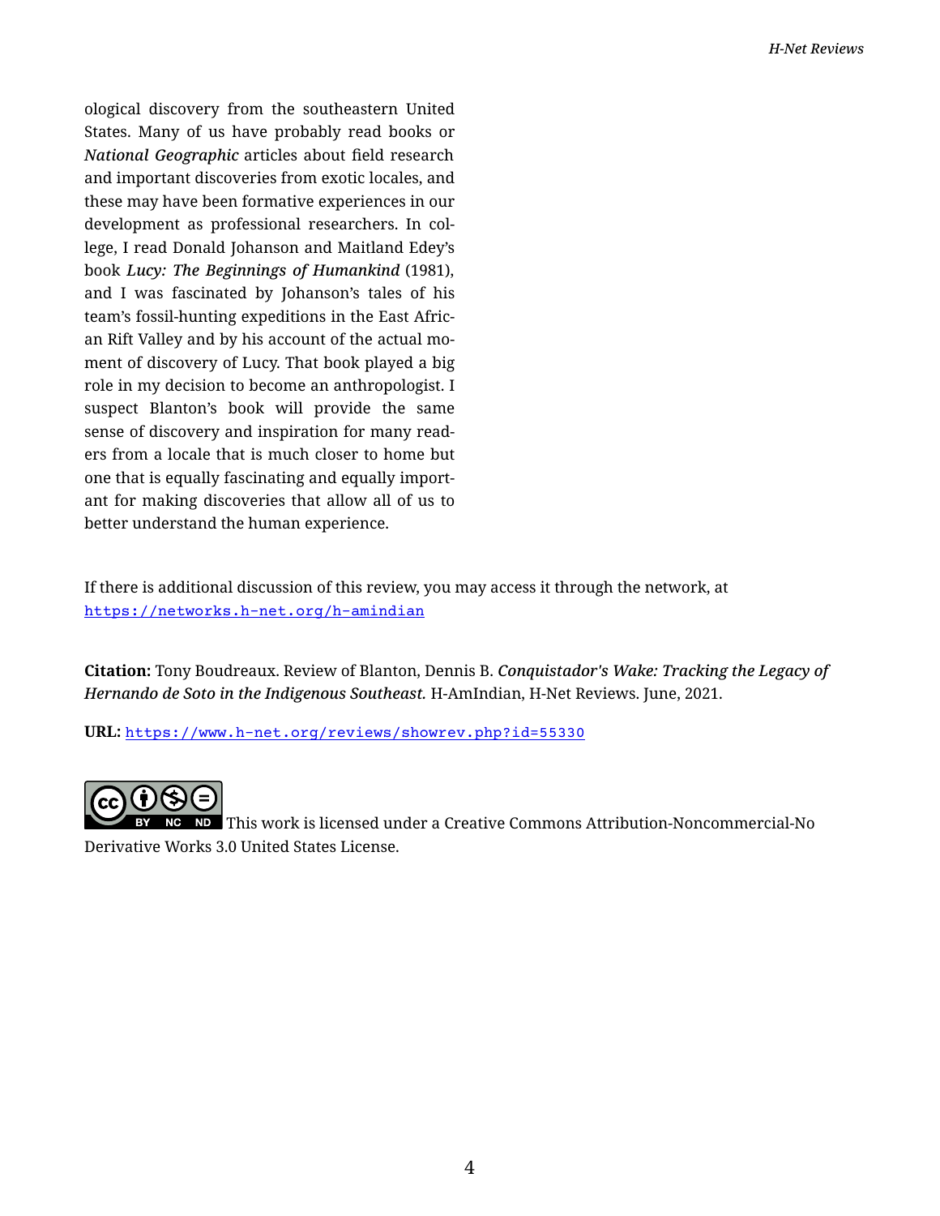ological discovery from the southeastern United States. Many of us have probably read books or *National Geographic* articles about field research and important discoveries from exotic locales, and these may have been formative experiences in our development as professional researchers. In college, I read Donald Johanson and Maitland Edey's book *Lucy: The Beginnings of Humankind* (1981), and I was fascinated by Johanson's tales of his team's fossil-hunting expeditions in the East African Rift Valley and by his account of the actual moment of discovery of Lucy. That book played a big role in my decision to become an anthropologist. I suspect Blanton's book will provide the same sense of discovery and inspiration for many readers from a locale that is much closer to home but one that is equally fascinating and equally important for making discoveries that allow all of us to better understand the human experience.

If there is additional discussion of this review, you may access it through the network, at https://networks.h-net.org/h-amindian

**Citation:** Tony Boudreaux. Review of Blanton, Dennis B. *Conquistador's Wake: Tracking the Legacy of Hernando de Soto in the Indigenous Southeast.* H-AmIndian, H-Net Reviews. June, 2021.

**URL:** https://www.h-net.org/reviews/showrev.php?id=55330

This work is licensed under a Creative Commons Attribution-Noncommercial-No Derivative Works 3.0 United States License.